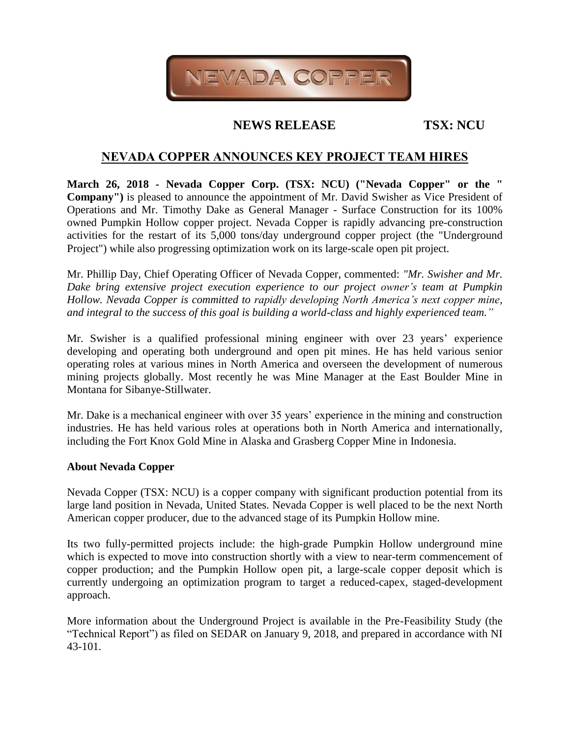NEVADA COPPER

**NEWS RELEASE TSX: NCU**

# NEVADA COPPER ANNOUNCES KEY PROJECT TEAM HIRES

**March 26, 2018 - Nevada Copper Corp. (TSX: NCU) ("Nevada Copper" or the " Company")** is pleased to announce the appointment of Mr. David Swisher as Vice President of Operations and Mr. Timothy Dake as General Manager - Surface Construction for its 100% owned Pumpkin Hollow copper project. Nevada Copper is rapidly advancing pre-construction activities for the restart of its 5,000 tons/day underground copper project (the "Underground Project") while also progressing optimization work on its large-scale open pit project.

Mr. Phillip Day, Chief Operating Officer of Nevada Copper, commented: *"Mr. Swisher and Mr. Dake bring extensive project execution experience to our project owner's team at Pumpkin Hollow. Nevada Copper is committed to rapidly developing North America's next copper mine, and integral to the success of this goal is building a world-class and highly experienced team."*

Mr. Swisher is a qualified professional mining engineer with over 23 years' experience developing and operating both underground and open pit mines. He has held various senior operating roles at various mines in North America and overseen the development of numerous mining projects globally. Most recently he was Mine Manager at the East Boulder Mine in Montana for Sibanye-Stillwater.

Mr. Dake is a mechanical engineer with over 35 years' experience in the mining and construction industries. He has held various roles at operations both in North America and internationally, including the Fort Knox Gold Mine in Alaska and Grasberg Copper Mine in Indonesia.

**About Nevada Copper**

Nevada Copper (TSX: NCU) is a copper company with significant production potential from its large land position in Nevada, United States. Nevada Copper is well placed to be the next North American copper producer, due to the advanced stage of its Pumpkin Hollow mine.

Its two fully-permitted projects include: the high-grade Pumpkin Hollow underground mine which is expected to move into construction shortly with a view to near-term commencement of copper production; and the Pumpkin Hollow open pit, a large-scale copper deposit which is currently undergoing an optimization program to target a reduced-capex, staged-development approach.

More information about the Underground Project is available in the Pre-Feasibility Study (the "Technical Report") as filed on SEDAR on January 9, 2018, and prepared in accordance with NI 43-101.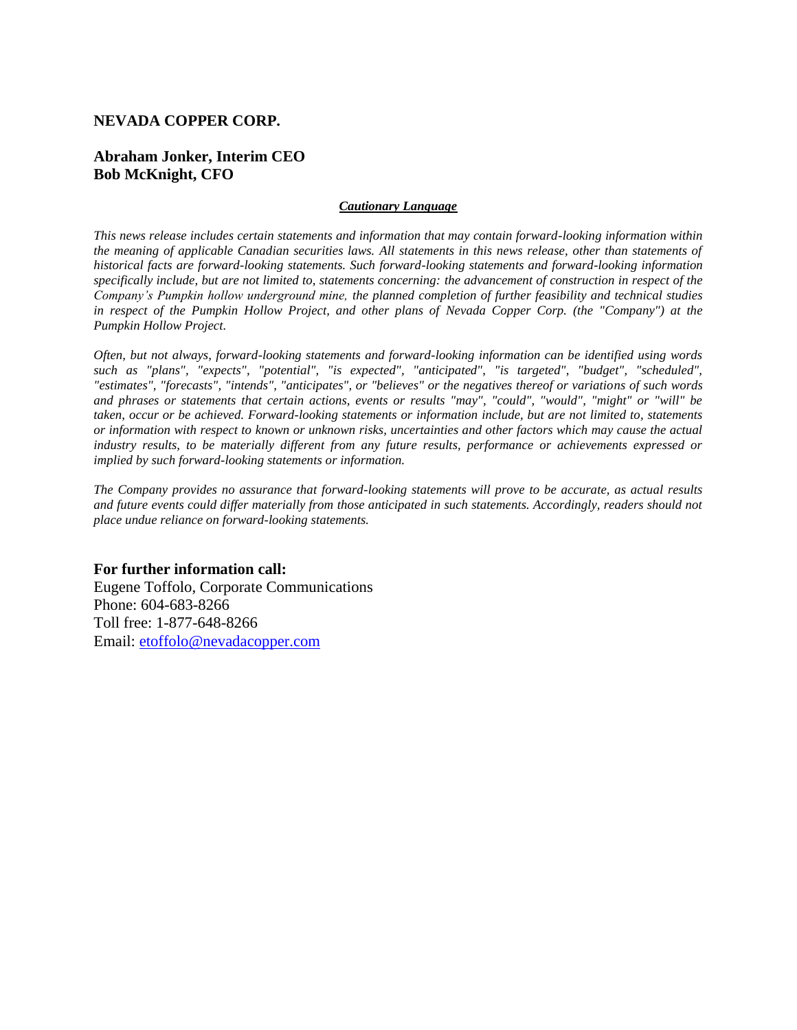**NEVADA COPPER CORP.**

**Abraham Jonker, Interim CEO**
**Bob McKnight, CFO**

***Cautionary Language***

*This news release includes certain statements and information that may contain forward-looking information within the meaning of applicable Canadian securities laws. All statements in this news release, other than statements of historical facts are forward-looking statements. Such forward-looking statements and forward-looking information specifically include, but are not limited to, statements concerning: the advancement of construction in respect of the Company's Pumpkin hollow underground mine, the planned completion of further feasibility and technical studies in respect of the Pumpkin Hollow Project, and other plans of Nevada Copper Corp. (the "Company") at the Pumpkin Hollow Project.*

*Often, but not always, forward-looking statements and forward-looking information can be identified using words such as "plans", "expects", "potential", "is expected", "anticipated", "is targeted", "budget", "scheduled", "estimates", "forecasts", "intends", "anticipates", or "believes" or the negatives thereof or variations of such words and phrases or statements that certain actions, events or results "may", "could", "would", "might" or "will" be taken, occur or be achieved. Forward-looking statements or information include, but are not limited to, statements or information with respect to known or unknown risks, uncertainties and other factors which may cause the actual industry results, to be materially different from any future results, performance or achievements expressed or implied by such forward-looking statements or information.*

*The Company provides no assurance that forward-looking statements will prove to be accurate, as actual results and future events could differ materially from those anticipated in such statements. Accordingly, readers should not place undue reliance on forward-looking statements.*

**For further information call:**
Eugene Toffolo, Corporate Communications
Phone: 604-683-8266
Toll free: 1-877-648-8266
Email: etoffolo@nevadacopper.com